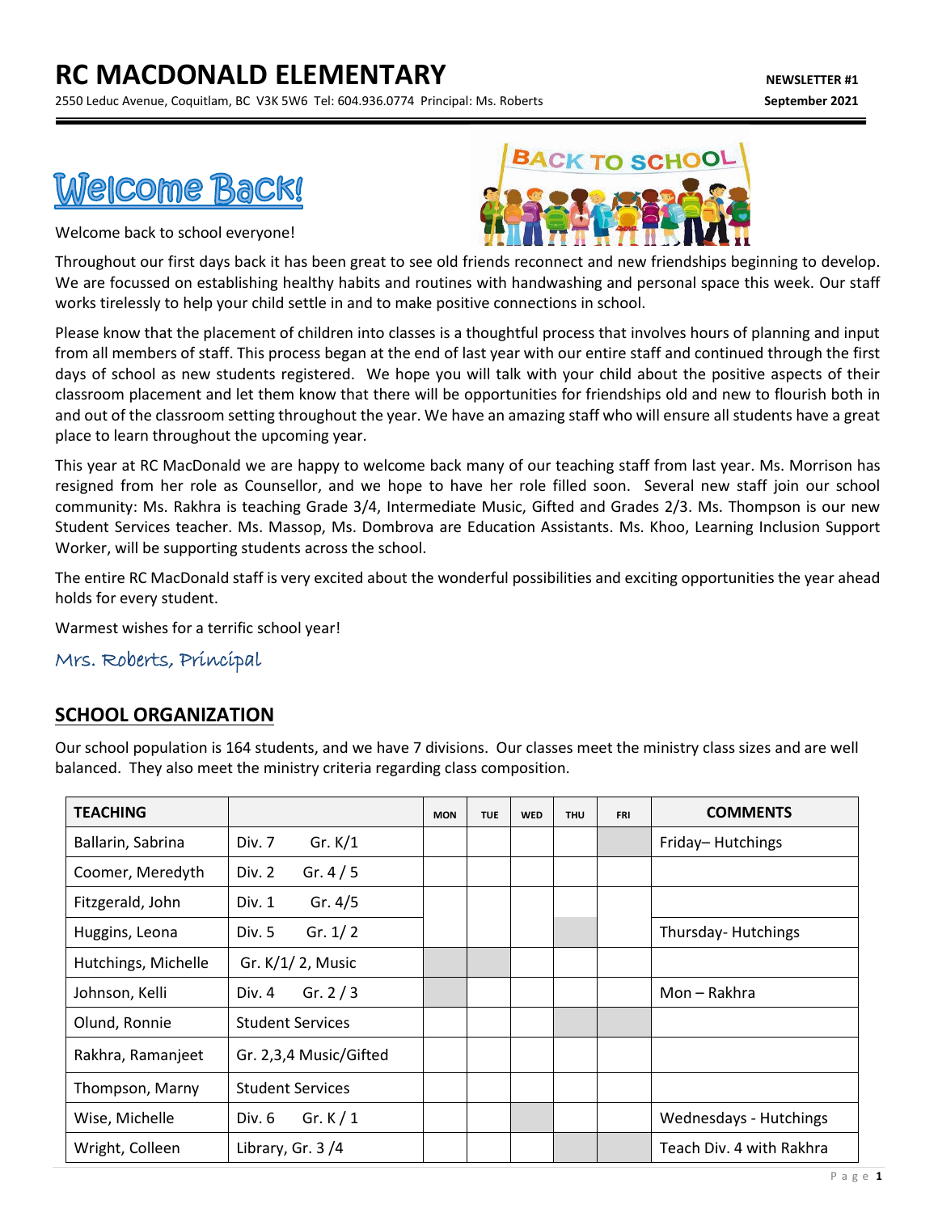# RC MACDONALD ELEMENTARY

2550 Leduc Avenue, Coquitlam, BC V3K 5W6 Tel: 604.936.0774 Principal: Ms. Roberts

**NEWSLETTER #1**
**September 2021**

## Welcome Back!

Welcome back to school everyone!

Throughout our first days back it has been great to see old friends reconnect and new friendships beginning to develop. We are focussed on establishing healthy habits and routines with handwashing and personal space this week. Our staff works tirelessly to help your child settle in and to make positive connections in school.

Please know that the placement of children into classes is a thoughtful process that involves hours of planning and input from all members of staff. This process began at the end of last year with our entire staff and continued through the first days of school as new students registered. We hope you will talk with your child about the positive aspects of their classroom placement and let them know that there will be opportunities for friendships old and new to flourish both in and out of the classroom setting throughout the year. We have an amazing staff who will ensure all students have a great place to learn throughout the upcoming year.

This year at RC MacDonald we are happy to welcome back many of our teaching staff from last year. Ms. Morrison has resigned from her role as Counsellor, and we hope to have her role filled soon. Several new staff join our school community: Ms. Rakhra is teaching Grade 3/4, Intermediate Music, Gifted and Grades 2/3. Ms. Thompson is our new Student Services teacher. Ms. Massop, Ms. Dombrova are Education Assistants. Ms. Khoo, Learning Inclusion Support Worker, will be supporting students across the school.

The entire RC MacDonald staff is very excited about the wonderful possibilities and exciting opportunities the year ahead holds for every student.

Warmest wishes for a terrific school year!

*Mrs. Roberts, Principal*

## SCHOOL ORGANIZATION

Our school population is 164 students, and we have 7 divisions. Our classes meet the ministry class sizes and are well balanced. They also meet the ministry criteria regarding class composition.

| TEACHING | | MON | TUE | WED | THU | FRI | COMMENTS |
|---|---|---|---|---|---|---|---|
| Ballarin, Sabrina | Div. 7 Gr. K/1 | | | | | | Friday– Hutchings |
| Coomer, Meredyth | Div. 2 Gr. 4 / 5 | | | | | | |
| Fitzgerald, John | Div. 1 Gr. 4/5 | | | | | | |
| Huggins, Leona | Div. 5 Gr. 1/ 2 | | | | | | Thursday- Hutchings |
| Hutchings, Michelle | Gr. K/1/ 2, Music | | | | | | |
| Johnson, Kelli | Div. 4 Gr. 2 / 3 | | | | | | Mon – Rakhra |
| Olund, Ronnie | Student Services | | | | | | |
| Rakhra, Ramanjeet | Gr. 2,3,4 Music/Gifted | | | | | | |
| Thompson, Marny | Student Services | | | | | | |
| Wise, Michelle | Div. 6 Gr. K / 1 | | | | | | Wednesdays - Hutchings |
| Wright, Colleen | Library, Gr. 3 /4 | | | | | | Teach Div. 4 with Rakhra |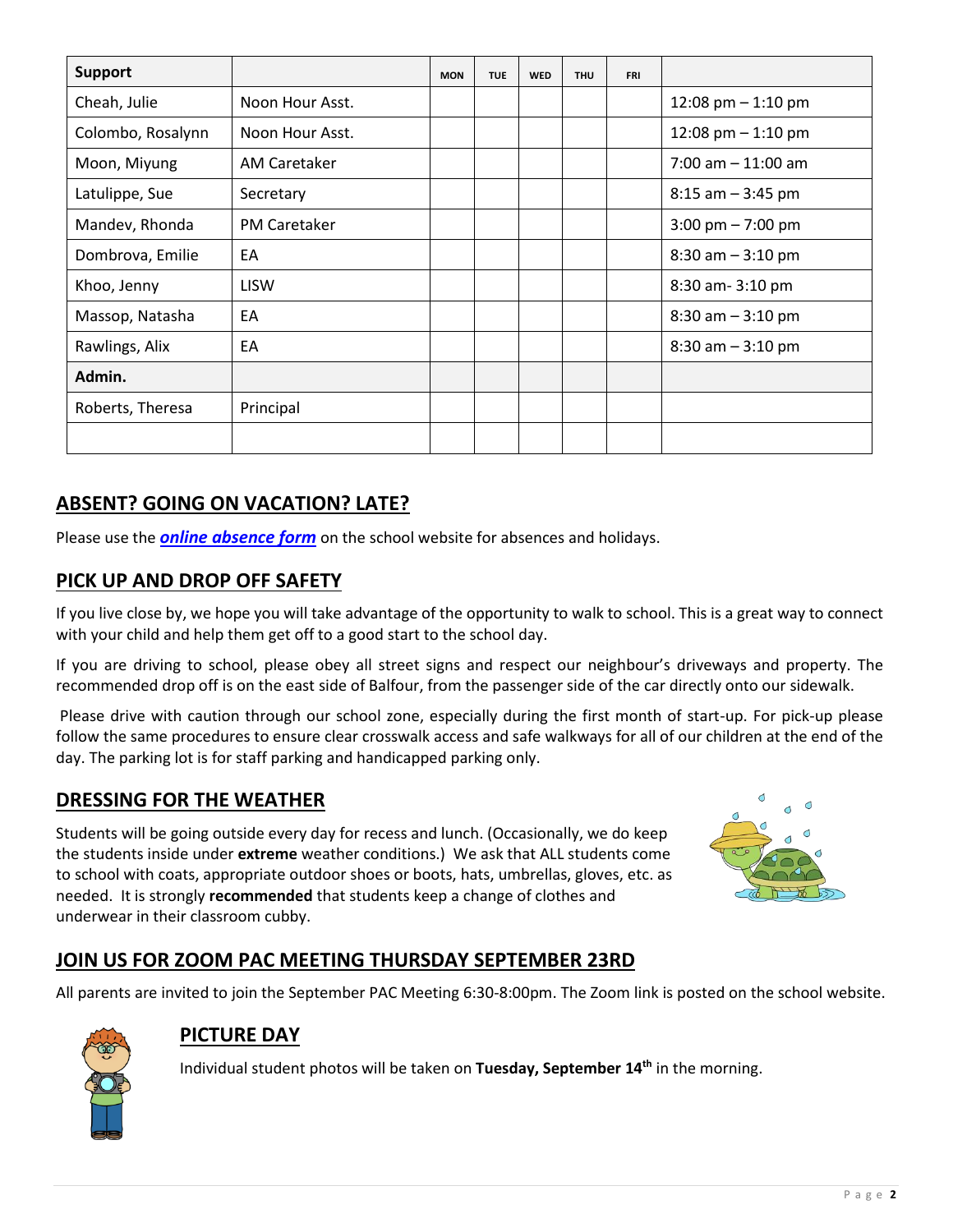| Support | | MON | TUE | WED | THU | FRI | |
|---|---|---|---|---|---|---|---|
| Cheah, Julie | Noon Hour Asst. | | | | | | 12:08 pm – 1:10 pm |
| Colombo, Rosalynn | Noon Hour Asst. | | | | | | 12:08 pm – 1:10 pm |
| Moon, Miyung | AM Caretaker | | | | | | 7:00 am – 11:00 am |
| Latulippe, Sue | Secretary | | | | | | 8:15 am – 3:45 pm |
| Mandev, Rhonda | PM Caretaker | | | | | | 3:00 pm – 7:00 pm |
| Dombrova, Emilie | EA | | | | | | 8:30 am – 3:10 pm |
| Khoo, Jenny | LISW | | | | | | 8:30 am- 3:10 pm |
| Massop, Natasha | EA | | | | | | 8:30 am – 3:10 pm |
| Rawlings, Alix | EA | | | | | | 8:30 am – 3:10 pm |
| **Admin.** | | | | | | | |
| Roberts, Theresa | Principal | | | | | | |
| | | | | | | | |

## ABSENT? GOING ON VACATION? LATE?

Please use the ***online absence form*** on the school website for absences and holidays.

## PICK UP AND DROP OFF SAFETY

If you live close by, we hope you will take advantage of the opportunity to walk to school. This is a great way to connect with your child and help them get off to a good start to the school day.

If you are driving to school, please obey all street signs and respect our neighbour's driveways and property. The recommended drop off is on the east side of Balfour, from the passenger side of the car directly onto our sidewalk.

Please drive with caution through our school zone, especially during the first month of start-up. For pick-up please follow the same procedures to ensure clear crosswalk access and safe walkways for all of our children at the end of the day. The parking lot is for staff parking and handicapped parking only.

## DRESSING FOR THE WEATHER

Students will be going outside every day for recess and lunch. (Occasionally, we do keep the students inside under **extreme** weather conditions.) We ask that ALL students come to school with coats, appropriate outdoor shoes or boots, hats, umbrellas, gloves, etc. as needed. It is strongly **recommended** that students keep a change of clothes and underwear in their classroom cubby.

## JOIN US FOR ZOOM PAC MEETING THURSDAY SEPTEMBER 23RD

All parents are invited to join the September PAC Meeting 6:30-8:00pm. The Zoom link is posted on the school website.

## PICTURE DAY

Individual student photos will be taken on **Tuesday, September 14th** in the morning.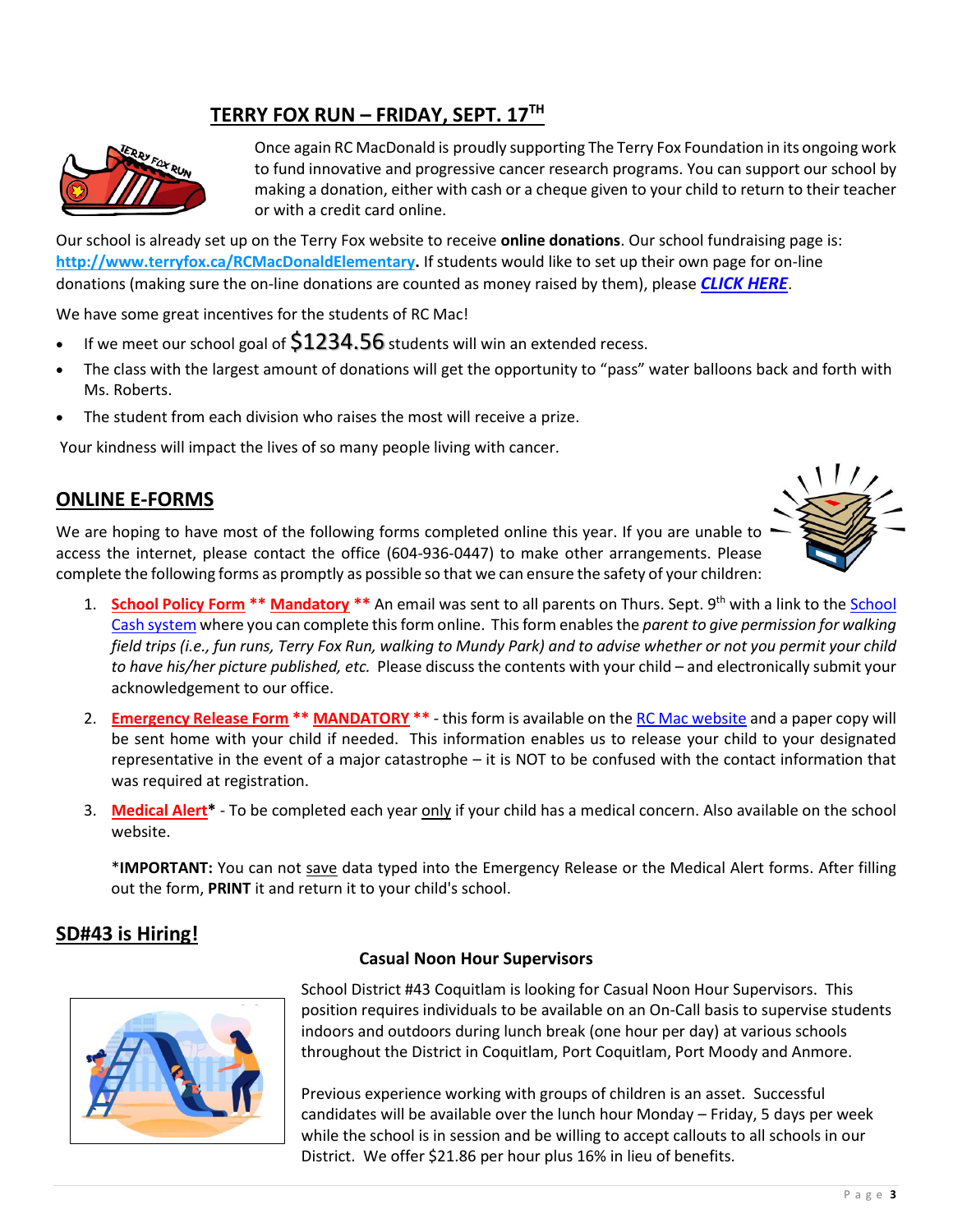## TERRY FOX RUN – FRIDAY, SEPT. 17TH

Once again RC MacDonald is proudly supporting The Terry Fox Foundation in its ongoing work to fund innovative and progressive cancer research programs. You can support our school by making a donation, either with cash or a cheque given to your child to return to their teacher or with a credit card online.

Our school is already set up on the Terry Fox website to receive **online donations**. Our school fundraising page is: **http://www.terryfox.ca/RCMacDonaldElementary.** If students would like to set up their own page for on-line donations (making sure the on-line donations are counted as money raised by them), please ***CLICK HERE***.

We have some great incentives for the students of RC Mac!

- If we meet our school goal of $1234.56 students will win an extended recess.
- The class with the largest amount of donations will get the opportunity to "pass" water balloons back and forth with Ms. Roberts.
- The student from each division who raises the most will receive a prize.

Your kindness will impact the lives of so many people living with cancer.

## ONLINE E-FORMS

We are hoping to have most of the following forms completed online this year. If you are unable to access the internet, please contact the office (604-936-0447) to make other arrangements. Please complete the following forms as promptly as possible so that we can ensure the safety of your children:

1. **School Policy Form ** Mandatory **** An email was sent to all parents on Thurs. Sept. 9th with a link to the School Cash system where you can complete this form online. This form enables the *parent to give permission for walking field trips (i.e., fun runs, Terry Fox Run, walking to Mundy Park) and to advise whether or not you permit your child to have his/her picture published, etc.* Please discuss the contents with your child – and electronically submit your acknowledgement to our office.

2. **Emergency Release Form ** MANDATORY **** - this form is available on the RC Mac website and a paper copy will be sent home with your child if needed. This information enables us to release your child to your designated representative in the event of a major catastrophe – it is NOT to be confused with the contact information that was required at registration.

3. **Medical Alert*** - To be completed each year only if your child has a medical concern. Also available on the school website.

   ***IMPORTANT:** You can not save data typed into the Emergency Release or the Medical Alert forms. After filling out the form, **PRINT** it and return it to your child's school.

## SD#43 is Hiring!

### Casual Noon Hour Supervisors

School District #43 Coquitlam is looking for Casual Noon Hour Supervisors. This position requires individuals to be available on an On-Call basis to supervise students indoors and outdoors during lunch break (one hour per day) at various schools throughout the District in Coquitlam, Port Coquitlam, Port Moody and Anmore.

Previous experience working with groups of children is an asset. Successful candidates will be available over the lunch hour Monday – Friday, 5 days per week while the school is in session and be willing to accept callouts to all schools in our District. We offer $21.86 per hour plus 16% in lieu of benefits.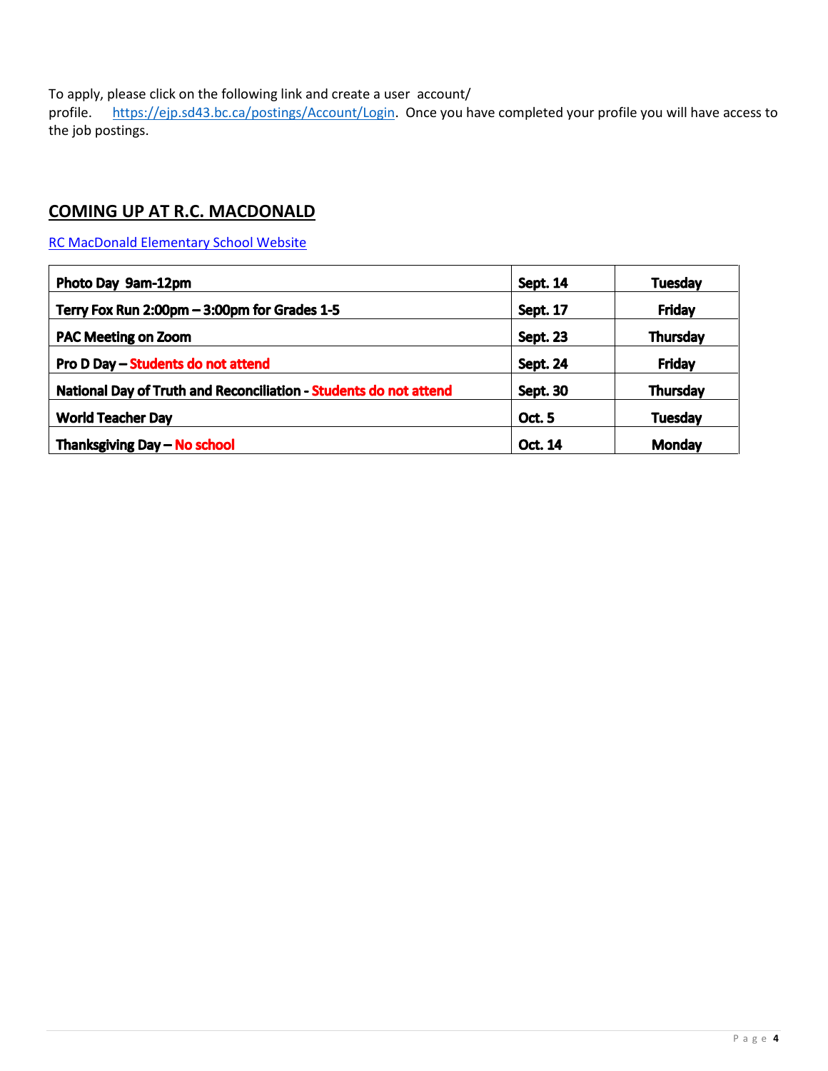To apply, please click on the following link and create a user account/ profile. [https://ejp.sd43.bc.ca/postings/Account/Login](https://ejp.sd43.bc.ca/postings/Account/Login). Once you have completed your profile you will have access to the job postings.

## COMING UP AT R.C. MACDONALD

[RC MacDonald Elementary School Website](#)

| | | |
|---|---|---|
| **Photo Day 9am-12pm** | **Sept. 14** | **Tuesday** |
| **Terry Fox Run 2:00pm – 3:00pm for Grades 1-5** | **Sept. 17** | **Friday** |
| **PAC Meeting on Zoom** | **Sept. 23** | **Thursday** |
| **Pro D Day – Students do not attend** | **Sept. 24** | **Friday** |
| **National Day of Truth and Reconciliation - Students do not attend** | **Sept. 30** | **Thursday** |
| **World Teacher Day** | **Oct. 5** | **Tuesday** |
| **Thanksgiving Day – No school** | **Oct. 14** | **Monday** |